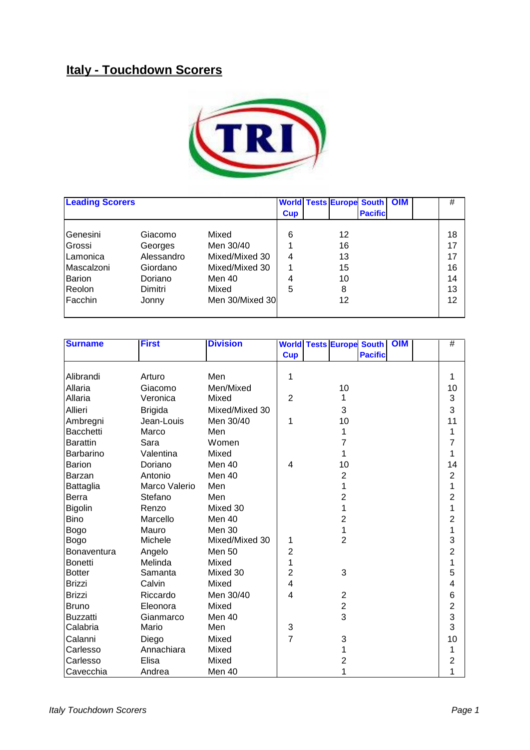# Italy - Touchdown Scorers

| Leading Scorers | | | World Cup | Tests | Europe | South Pacific | OIM | | # |
|---|---|---|---|---|---|---|---|---|---|
| Genesini | Giacomo | Mixed | 6 | | 12 | | | | 18 |
| Grossi | Georges | Men 30/40 | 1 | | 16 | | | | 17 |
| Lamonica | Alessandro | Mixed/Mixed 30 | 4 | | 13 | | | | 17 |
| Mascalzoni | Giordano | Mixed/Mixed 30 | 1 | | 15 | | | | 16 |
| Barion | Doriano | Men 40 | 4 | | 10 | | | | 14 |
| Reolon | Dimitri | Mixed | 5 | | 8 | | | | 13 |
| Facchin | Jonny | Men 30/Mixed 30 | | | 12 | | | | 12 |

| Surname | First | Division | World Cup | Tests | Europe | South Pacific | OIM | | # |
|---|---|---|---|---|---|---|---|---|---|
| Alibrandi | Arturo | Men | 1 | | | | | | 1 |
| Allaria | Giacomo | Men/Mixed | | | 10 | | | | 10 |
| Allaria | Veronica | Mixed | 2 | | 1 | | | | 3 |
| Allieri | Brigida | Mixed/Mixed 30 | | | 3 | | | | 3 |
| Ambregni | Jean-Louis | Men 30/40 | 1 | | 10 | | | | 11 |
| Bacchetti | Marco | Men | | | 1 | | | | 1 |
| Barattin | Sara | Women | | | 7 | | | | 7 |
| Barbarino | Valentina | Mixed | | | 1 | | | | 1 |
| Barion | Doriano | Men 40 | 4 | | 10 | | | | 14 |
| Barzan | Antonio | Men 40 | | | 2 | | | | 2 |
| Battaglia | Marco Valerio | Men | | | 1 | | | | 1 |
| Berra | Stefano | Men | | | 2 | | | | 2 |
| Bigolin | Renzo | Mixed 30 | | | 1 | | | | 1 |
| Bino | Marcello | Men 40 | | | 2 | | | | 2 |
| Bogo | Mauro | Men 30 | | | 1 | | | | 1 |
| Bogo | Michele | Mixed/Mixed 30 | 1 | | 2 | | | | 3 |
| Bonaventura | Angelo | Men 50 | 2 | | | | | | 2 |
| Bonetti | Melinda | Mixed | 1 | | | | | | 1 |
| Botter | Samanta | Mixed 30 | 2 | | 3 | | | | 5 |
| Brizzi | Calvin | Mixed | 4 | | | | | | 4 |
| Brizzi | Riccardo | Men 30/40 | 4 | | 2 | | | | 6 |
| Bruno | Eleonora | Mixed | | | 2 | | | | 2 |
| Buzzatti | Gianmarco | Men 40 | | | 3 | | | | 3 |
| Calabria | Mario | Men | 3 | | | | | | 3 |
| Calanni | Diego | Mixed | 7 | | 3 | | | | 10 |
| Carlesso | Annachiara | Mixed | | | 1 | | | | 1 |
| Carlesso | Elisa | Mixed | | | 2 | | | | 2 |
| Cavecchia | Andrea | Men 40 | | | 1 | | | | 1 |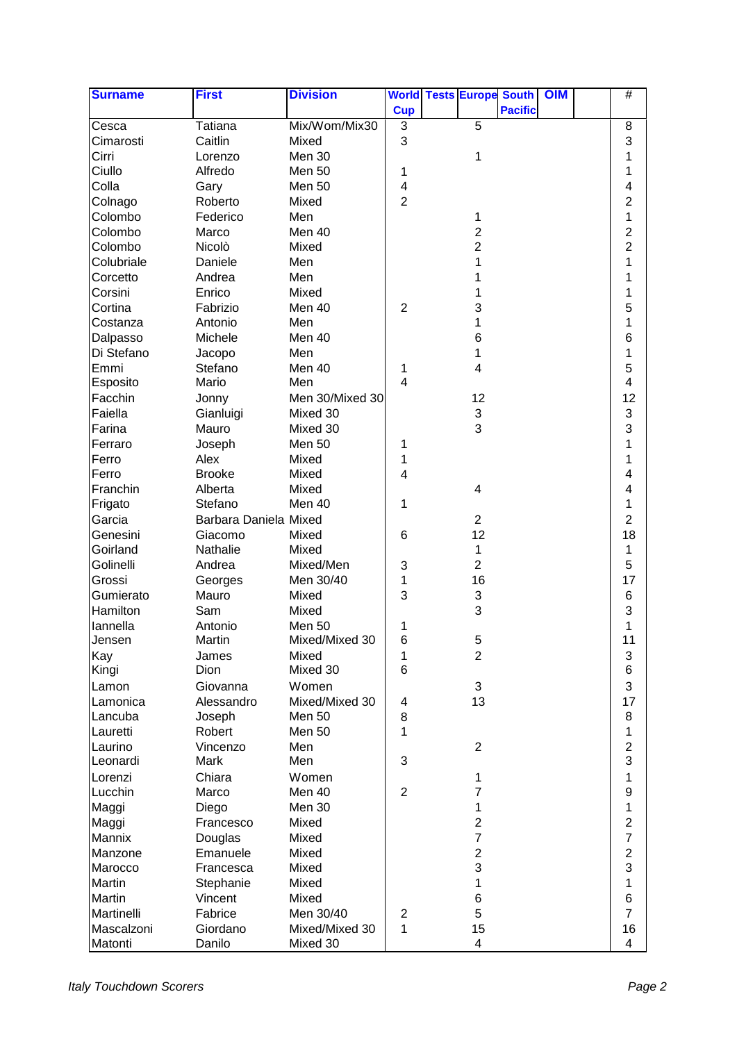| Surname | First | Division | World Cup | Tests | Europe | South Pacific | OIM | | # |
|---|---|---|---|---|---|---|---|---|---|
| Cesca | Tatiana | Mix/Wom/Mix30 | 3 | | 5 | | | | 8 |
| Cimarosti | Caitlin | Mixed | 3 | | | | | | 3 |
| Cirri | Lorenzo | Men 30 | | | 1 | | | | 1 |
| Ciullo | Alfredo | Men 50 | 1 | | | | | | 1 |
| Colla | Gary | Men 50 | 4 | | | | | | 4 |
| Colnago | Roberto | Mixed | 2 | | | | | | 2 |
| Colombo | Federico | Men | | | 1 | | | | 1 |
| Colombo | Marco | Men 40 | | | 2 | | | | 2 |
| Colombo | Nicolò | Mixed | | | 2 | | | | 2 |
| Colubriale | Daniele | Men | | | 1 | | | | 1 |
| Corcetto | Andrea | Men | | | 1 | | | | 1 |
| Corsini | Enrico | Mixed | | | 1 | | | | 1 |
| Cortina | Fabrizio | Men 40 | 2 | | 3 | | | | 5 |
| Costanza | Antonio | Men | | | 1 | | | | 1 |
| Dalpasso | Michele | Men 40 | | | 6 | | | | 6 |
| Di Stefano | Jacopo | Men | | | 1 | | | | 1 |
| Emmi | Stefano | Men 40 | 1 | | 4 | | | | 5 |
| Esposito | Mario | Men | 4 | | | | | | 4 |
| Facchin | Jonny | Men 30/Mixed 30 | | | 12 | | | | 12 |
| Faiella | Gianluigi | Mixed 30 | | | 3 | | | | 3 |
| Farina | Mauro | Mixed 30 | | | 3 | | | | 3 |
| Ferraro | Joseph | Men 50 | 1 | | | | | | 1 |
| Ferro | Alex | Mixed | 1 | | | | | | 1 |
| Ferro | Brooke | Mixed | 4 | | | | | | 4 |
| Franchin | Alberta | Mixed | | | 4 | | | | 4 |
| Frigato | Stefano | Men 40 | 1 | | | | | | 1 |
| Garcia | Barbara Daniela | Mixed | | | 2 | | | | 2 |
| Genesini | Giacomo | Mixed | 6 | | 12 | | | | 18 |
| Goirland | Nathalie | Mixed | | | 1 | | | | 1 |
| Golinelli | Andrea | Mixed/Men | 3 | | 2 | | | | 5 |
| Grossi | Georges | Men 30/40 | 1 | | 16 | | | | 17 |
| Gumierato | Mauro | Mixed | 3 | | 3 | | | | 6 |
| Hamilton | Sam | Mixed | | | 3 | | | | 3 |
| Iannella | Antonio | Men 50 | 1 | | | | | | 1 |
| Jensen | Martin | Mixed/Mixed 30 | 6 | | 5 | | | | 11 |
| Kay | James | Mixed | 1 | | 2 | | | | 3 |
| Kingi | Dion | Mixed 30 | 6 | | | | | | 6 |
| Lamon | Giovanna | Women | | | 3 | | | | 3 |
| Lamonica | Alessandro | Mixed/Mixed 30 | 4 | | 13 | | | | 17 |
| Lancuba | Joseph | Men 50 | 8 | | | | | | 8 |
| Lauretti | Robert | Men 50 | 1 | | | | | | 1 |
| Laurino | Vincenzo | Men | | | 2 | | | | 2 |
| Leonardi | Mark | Men | 3 | | | | | | 3 |
| Lorenzi | Chiara | Women | | | 1 | | | | 1 |
| Lucchin | Marco | Men 40 | 2 | | 7 | | | | 9 |
| Maggi | Diego | Men 30 | | | 1 | | | | 1 |
| Maggi | Francesco | Mixed | | | 2 | | | | 2 |
| Mannix | Douglas | Mixed | | | 7 | | | | 7 |
| Manzone | Emanuele | Mixed | | | 2 | | | | 2 |
| Marocco | Francesca | Mixed | | | 3 | | | | 3 |
| Martin | Stephanie | Mixed | | | 1 | | | | 1 |
| Martin | Vincent | Mixed | | | 6 | | | | 6 |
| Martinelli | Fabrice | Men 30/40 | 2 | | 5 | | | | 7 |
| Mascalzoni | Giordano | Mixed/Mixed 30 | 1 | | 15 | | | | 16 |
| Matonti | Danilo | Mixed 30 | | | 4 | | | | 4 |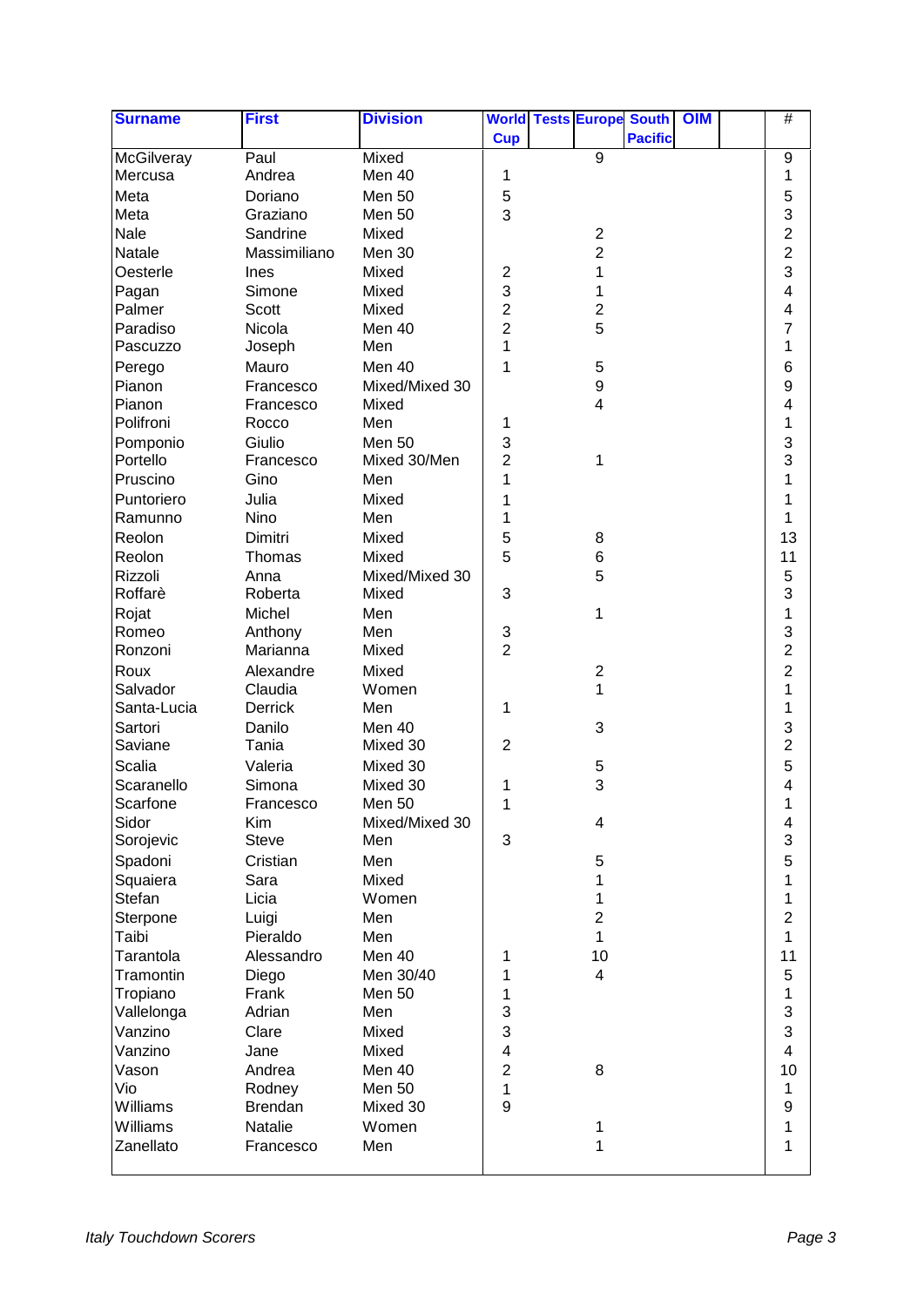| Surname | First | Division | World Cup | Tests | Europe | South Pacific | OIM | | # |
|---|---|---|---|---|---|---|---|---|---|
| McGilveray | Paul | Mixed | | | 9 | | | | 9 |
| Mercusa | Andrea | Men 40 | 1 | | | | | | 1 |
| Meta | Doriano | Men 50 | 5 | | | | | | 5 |
| Meta | Graziano | Men 50 | 3 | | | | | | 3 |
| Nale | Sandrine | Mixed | | | 2 | | | | 2 |
| Natale | Massimiliano | Men 30 | | | 2 | | | | 2 |
| Oesterle | Ines | Mixed | 2 | | 1 | | | | 3 |
| Pagan | Simone | Mixed | 3 | | 1 | | | | 4 |
| Palmer | Scott | Mixed | 2 | | 2 | | | | 4 |
| Paradiso | Nicola | Men 40 | 2 | | 5 | | | | 7 |
| Pascuzzo | Joseph | Men | 1 | | | | | | 1 |
| Perego | Mauro | Men 40 | 1 | | 5 | | | | 6 |
| Pianon | Francesco | Mixed/Mixed 30 | | | 9 | | | | 9 |
| Pianon | Francesco | Mixed | | | 4 | | | | 4 |
| Polifroni | Rocco | Men | 1 | | | | | | 1 |
| Pomponio | Giulio | Men 50 | 3 | | | | | | 3 |
| Portello | Francesco | Mixed 30/Men | 2 | | 1 | | | | 3 |
| Pruscino | Gino | Men | 1 | | | | | | 1 |
| Puntoriero | Julia | Mixed | 1 | | | | | | 1 |
| Ramunno | Nino | Men | 1 | | | | | | 1 |
| Reolon | Dimitri | Mixed | 5 | | 8 | | | | 13 |
| Reolon | Thomas | Mixed | 5 | | 6 | | | | 11 |
| Rizzoli | Anna | Mixed/Mixed 30 | | | 5 | | | | 5 |
| Roffarè | Roberta | Mixed | 3 | | | | | | 3 |
| Rojat | Michel | Men | | | 1 | | | | 1 |
| Romeo | Anthony | Men | 3 | | | | | | 3 |
| Ronzoni | Marianna | Mixed | 2 | | | | | | 2 |
| Roux | Alexandre | Mixed | | | 2 | | | | 2 |
| Salvador | Claudia | Women | | | 1 | | | | 1 |
| Santa-Lucia | Derrick | Men | 1 | | | | | | 1 |
| Sartori | Danilo | Men 40 | | | 3 | | | | 3 |
| Saviane | Tania | Mixed 30 | 2 | | | | | | 2 |
| Scalia | Valeria | Mixed 30 | | | 5 | | | | 5 |
| Scaranello | Simona | Mixed 30 | 1 | | 3 | | | | 4 |
| Scarfone | Francesco | Men 50 | 1 | | | | | | 1 |
| Sidor | Kim | Mixed/Mixed 30 | | | 4 | | | | 4 |
| Sorojevic | Steve | Men | 3 | | | | | | 3 |
| Spadoni | Cristian | Men | | | 5 | | | | 5 |
| Squaiera | Sara | Mixed | | | 1 | | | | 1 |
| Stefan | Licia | Women | | | 1 | | | | 1 |
| Sterpone | Luigi | Men | | | 2 | | | | 2 |
| Taibi | Pieraldo | Men | | | 1 | | | | 1 |
| Tarantola | Alessandro | Men 40 | 1 | | 10 | | | | 11 |
| Tramontin | Diego | Men 30/40 | 1 | | 4 | | | | 5 |
| Tropiano | Frank | Men 50 | 1 | | | | | | 1 |
| Vallelonga | Adrian | Men | 3 | | | | | | 3 |
| Vanzino | Clare | Mixed | 3 | | | | | | 3 |
| Vanzino | Jane | Mixed | 4 | | | | | | 4 |
| Vason | Andrea | Men 40 | 2 | | 8 | | | | 10 |
| Vio | Rodney | Men 50 | 1 | | | | | | 1 |
| Williams | Brendan | Mixed 30 | 9 | | | | | | 9 |
| Williams | Natalie | Women | | | 1 | | | | 1 |
| Zanellato | Francesco | Men | | | 1 | | | | 1 |

*Italy Touchdown Scorers*